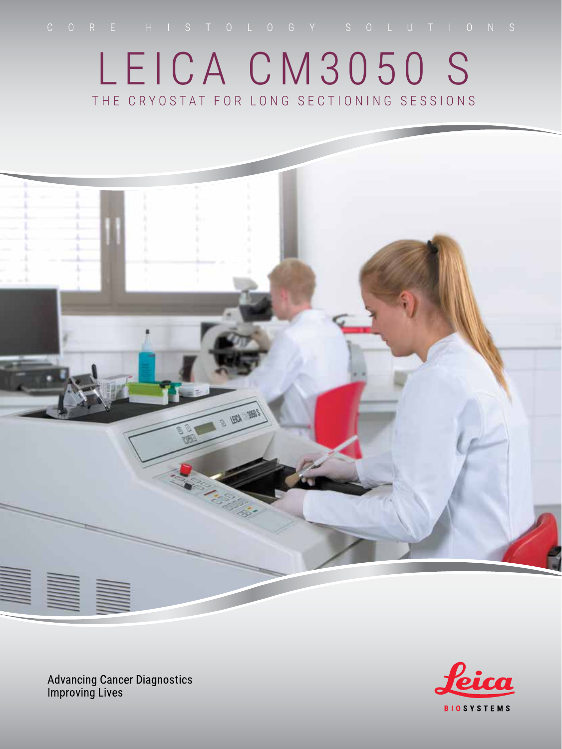CORE HISTOLOGY SOLUTIONS

# LEICA CM3050 S

## THE CRYOSTAT FOR LONG SECTIONING SESSIONS

Advancing Cancer Diagnostics
Improving Lives

Leica BIOSYSTEMS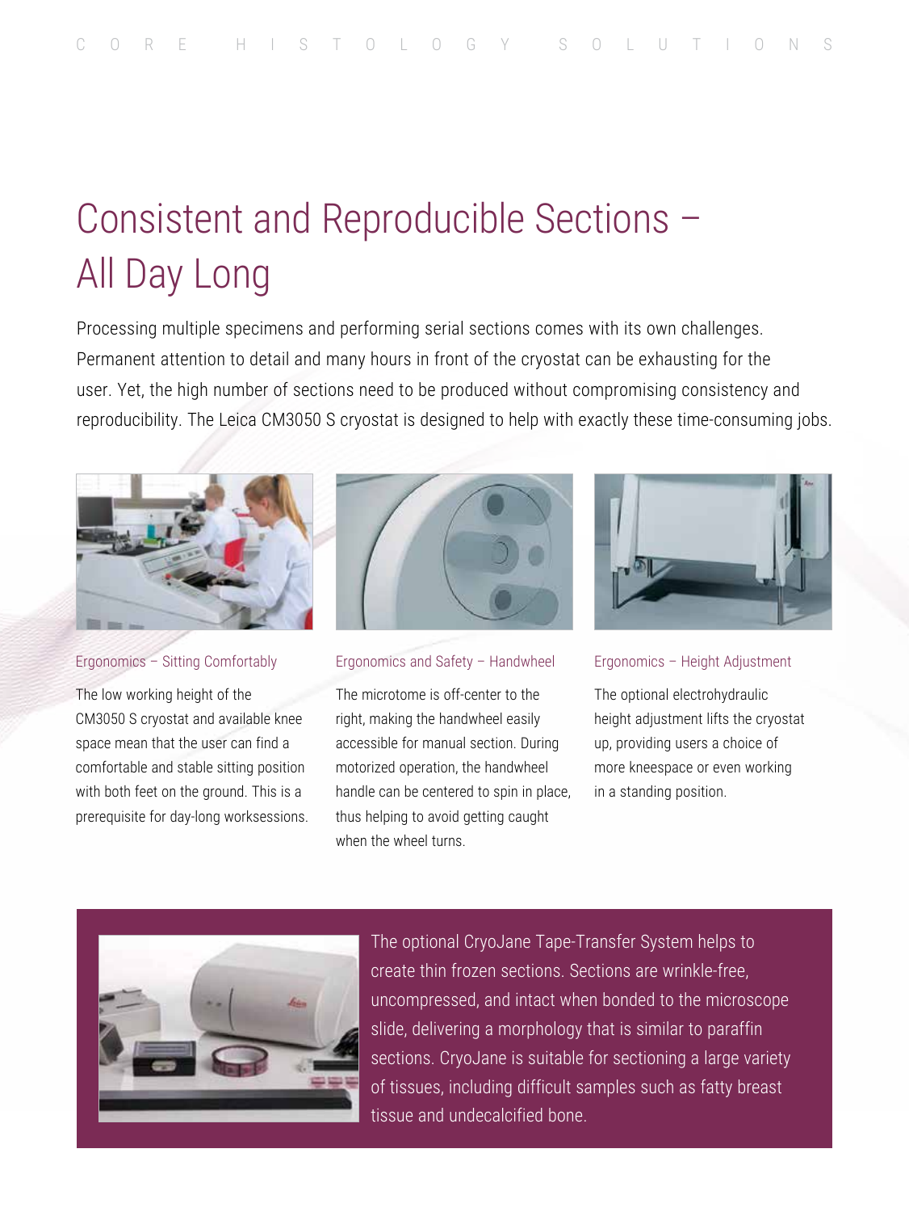# Consistent and Reproducible Sections – All Day Long

Processing multiple specimens and performing serial sections comes with its own challenges. Permanent attention to detail and many hours in front of the cryostat can be exhausting for the user. Yet, the high number of sections need to be produced without compromising consistency and reproducibility. The Leica CM3050 S cryostat is designed to help with exactly these time-consuming jobs.

### Ergonomics – Sitting Comfortably

The low working height of the CM3050 S cryostat and available knee space mean that the user can find a comfortable and stable sitting position with both feet on the ground. This is a prerequisite for day-long worksessions.

### Ergonomics and Safety – Handwheel

The microtome is off-center to the right, making the handwheel easily accessible for manual section. During motorized operation, the handwheel handle can be centered to spin in place, thus helping to avoid getting caught when the wheel turns.

### Ergonomics – Height Adjustment

The optional electrohydraulic height adjustment lifts the cryostat up, providing users a choice of more kneespace or even working in a standing position.

The optional CryoJane Tape-Transfer System helps to create thin frozen sections. Sections are wrinkle-free, uncompressed, and intact when bonded to the microscope slide, delivering a morphology that is similar to paraffin sections. CryoJane is suitable for sectioning a large variety of tissues, including difficult samples such as fatty breast tissue and undecalcified bone.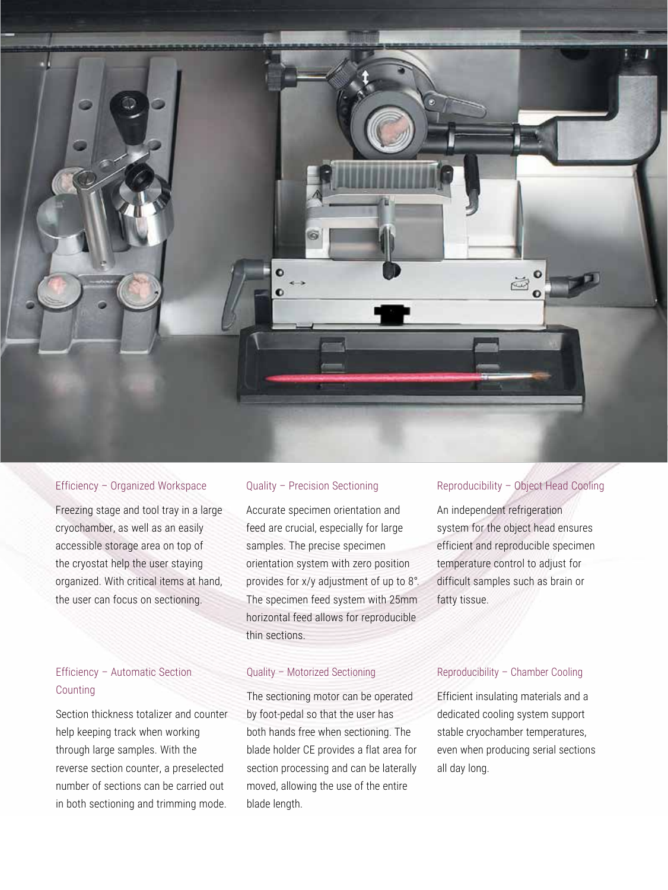### Efficiency – Organized Workspace

Freezing stage and tool tray in a large cryochamber, as well as an easily accessible storage area on top of the cryostat help the user staying organized. With critical items at hand, the user can focus on sectioning.

### Efficiency – Automatic Section Counting

Section thickness totalizer and counter help keeping track when working through large samples. With the reverse section counter, a preselected number of sections can be carried out in both sectioning and trimming mode.

### Quality – Precision Sectioning

Accurate specimen orientation and feed are crucial, especially for large samples. The precise specimen orientation system with zero position provides for x/y adjustment of up to 8°. The specimen feed system with 25mm horizontal feed allows for reproducible thin sections.

### Quality – Motorized Sectioning

The sectioning motor can be operated by foot-pedal so that the user has both hands free when sectioning. The blade holder CE provides a flat area for section processing and can be laterally moved, allowing the use of the entire blade length.

### Reproducibility – Object Head Cooling

An independent refrigeration system for the object head ensures efficient and reproducible specimen temperature control to adjust for difficult samples such as brain or fatty tissue.

### Reproducibility – Chamber Cooling

Efficient insulating materials and a dedicated cooling system support stable cryochamber temperatures, even when producing serial sections all day long.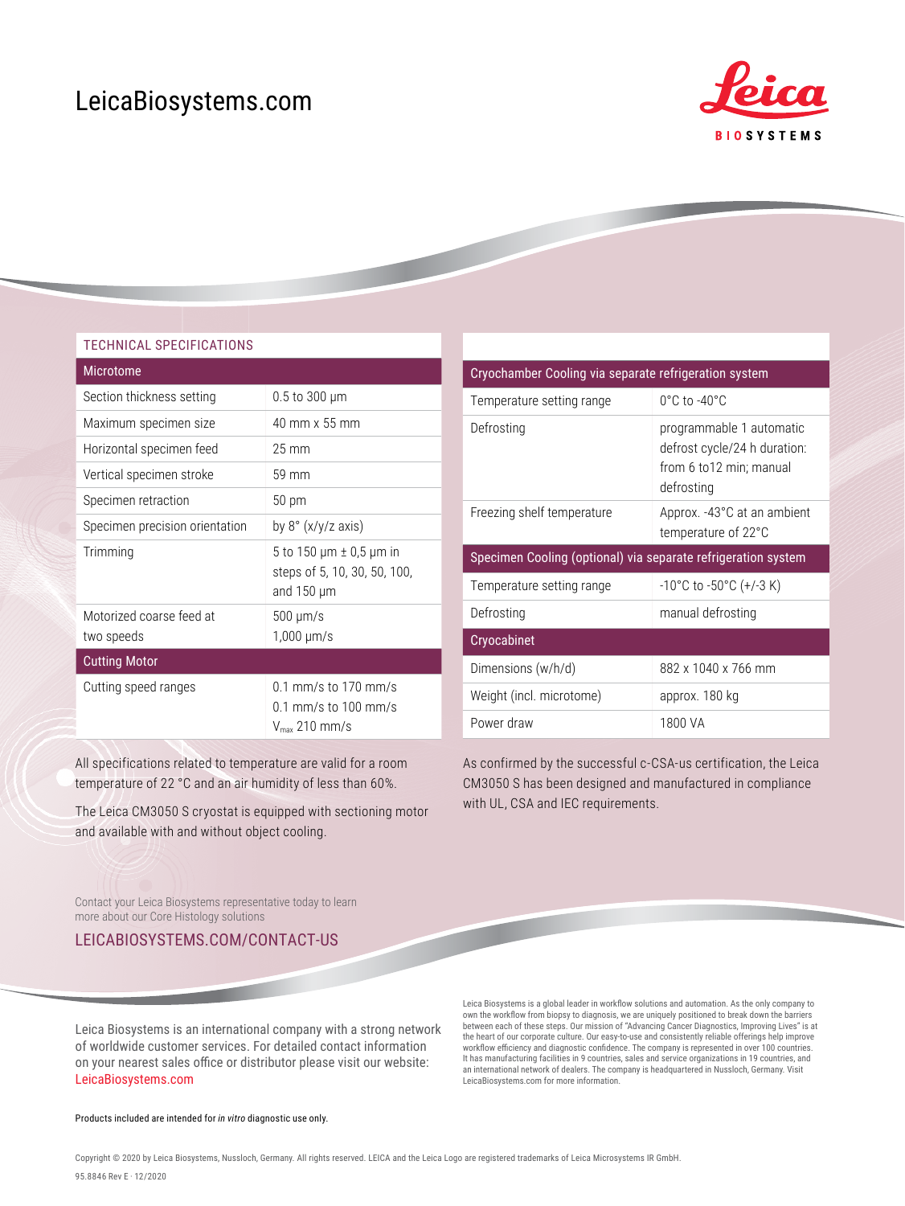LeicaBiosystems.com

## TECHNICAL SPECIFICATIONS

| Microtome | |
|---|---|
| Section thickness setting | 0.5 to 300 µm |
| Maximum specimen size | 40 mm x 55 mm |
| Horizontal specimen feed | 25 mm |
| Vertical specimen stroke | 59 mm |
| Specimen retraction | 50 pm |
| Specimen precision orientation | by 8° (x/y/z axis) |
| Trimming | 5 to 150 µm ± 0,5 µm in steps of 5, 10, 30, 50, 100, and 150 µm |
| Motorized coarse feed at two speeds | 500 µm/s<br>1,000 µm/s |
| **Cutting Motor** | |
| Cutting speed ranges | 0.1 mm/s to 170 mm/s<br>0.1 mm/s to 100 mm/s<br>$V_{max}$ 210 mm/s |

| Cryochamber Cooling via separate refrigeration system | |
|---|---|
| Temperature setting range | 0°C to -40°C |
| Defrosting | programmable 1 automatic defrost cycle/24 h duration: from 6 to12 min; manual defrosting |
| Freezing shelf temperature | Approx. -43°C at an ambient temperature of 22°C |
| **Specimen Cooling (optional) via separate refrigeration system** | |
| Temperature setting range | -10°C to -50°C (+/-3 K) |
| Defrosting | manual defrosting |
| **Cryocabinet** | |
| Dimensions (w/h/d) | 882 x 1040 x 766 mm |
| Weight (incl. microtome) | approx. 180 kg |
| Power draw | 1800 VA |

All specifications related to temperature are valid for a room temperature of 22 °C and an air humidity of less than 60%.

The Leica CM3050 S cryostat is equipped with sectioning motor and available with and without object cooling.

As confirmed by the successful c-CSA-us certification, the Leica CM3050 S has been designed and manufactured in compliance with UL, CSA and IEC requirements.

Contact your Leica Biosystems representative today to learn more about our Core Histology solutions

LEICABIOSYSTEMS.COM/CONTACT-US

Leica Biosystems is an international company with a strong network of worldwide customer services. For detailed contact information on your nearest sales office or distributor please visit our website: LeicaBiosystems.com

Leica Biosystems is a global leader in workflow solutions and automation. As the only company to own the workflow from biopsy to diagnosis, we are uniquely positioned to break down the barriers between each of these steps. Our mission of "Advancing Cancer Diagnostics, Improving Lives" is at the heart of our corporate culture. Our easy-to-use and consistently reliable offerings help improve workflow efficiency and diagnostic confidence. The company is represented in over 100 countries. It has manufacturing facilities in 9 countries, sales and service organizations in 19 countries, and an international network of dealers. The company is headquartered in Nussloch, Germany. Visit LeicaBiosystems.com for more information.

Products included are intended for *in vitro* diagnostic use only.

Copyright © 2020 by Leica Biosystems, Nussloch, Germany. All rights reserved. LEICA and the Leica Logo are registered trademarks of Leica Microsystems IR GmbH.

95.8846 Rev E · 12/2020